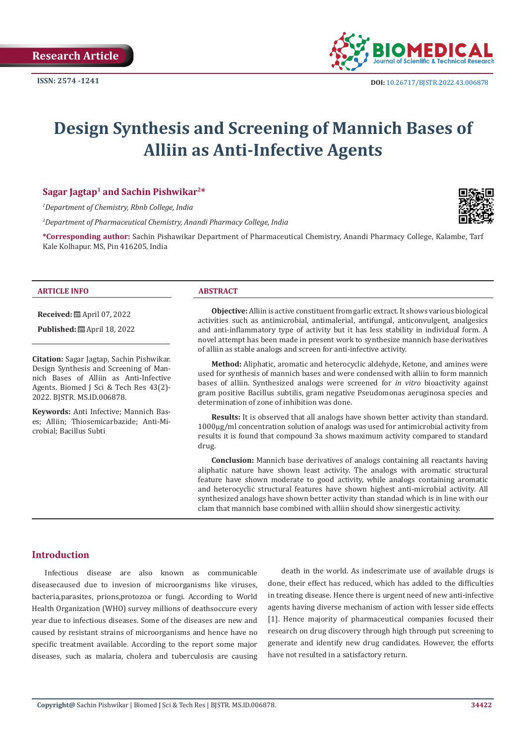Research Article

ISSN: 2574 -1241

DOI: 10.26717/BJSTR.2022.43.006878

# Design Synthesis and Screening of Mannich Bases of Alliin as Anti-Infective Agents

**Sagar Jagtap[1] and Sachin Pishwikar[2]***

[1]*Department of Chemistry, Rbnb College, India*

[2]*Department of Pharmaceutical Chemistry, Anandi Pharmacy College, India*

***Corresponding author:** Sachin Pishawikar Department of Pharmaceutical Chemistry, Anandi Pharmacy College, Kalambe, Tarf Kale Kolhapur. MS, Pin 416205, India

### ARTICLE INFO

**Received:** April 07, 2022

**Published:** April 18, 2022

**Citation:** Sagar Jagtap, Sachin Pishwikar. Design Synthesis and Screening of Mannich Bases of Alliin as Anti-Infective Agents. Biomed J Sci & Tech Res 43(2)-2022. BJSTR. MS.ID.006878.

**Keywords:** Anti Infective; Mannich Bases; Alliin; Thiosemicarbazide; Anti-Microbial; Bacillus Subti

### ABSTRACT

**Objective:** Alliin is active constituent from garlic extract. It shows various biological activities such as antimicrobial, antimalerial, antifungal, anticonvulgent, analgesics and anti-inflammatory type of activity but it has less stability in individual form. A novel attempt has been made in present work to synthesize mannich base derivatives of alliin as stable analogs and screen for anti-infective activity.

**Method:** Aliphatic, aromatic and heterocyclic aldehyde, Ketone, and amines were used for synthesis of mannich bases and were condensed with alliin to form mannich bases of alliin. Synthesized analogs were screened for *in vitro* bioactivity against gram positive Bacillus subtilis, gram negative Pseudomonas aeruginosa species and determination of zone of inhibition was done.

**Results:** It is observed that all analogs have shown better activity than standard. 1000µg/ml concentration solution of analogs was used for antimicrobial activity from results it is found that compound 3a shows maximum activity compared to standard drug.

**Conclusion:** Mannich base derivatives of analogs containing all reactants having aliphatic nature have shown least activity. The analogs with aromatic structural feature have shown moderate to good activity, while analogs containing aromatic and heterocyclic structural features have shown highest anti-microbial activity. All synthesized analogs have shown better activity than standad which is in line with our clam that mannich base combined with alliin should show sinergestic activity.

## Introduction

Infectious disease are also known as communicable diseasecaused due to invesion of microorganisms like viruses, bacteria,parasites, prions,protozoa or fungi. According to World Health Organization (WHO) survey millions of deathsoccure every year due to infectious diseases. Some of the diseases are new and caused by resistant strains of microorganisms and hence have no specific treatment available. According to the report some major diseases, such as malaria, cholera and tuberculosis are causing death in the world. As indescrimate use of available drugs is done, their effect has reduced, which has added to the difficulties in treating disease. Hence there is urgent need of new anti-infective agents having diverse mechanism of action with lesser side effects [1]. Hence majority of pharmaceutical companies focused their research on drug discovery through high through put screening to generate and identify new drug candidates. However, the efforts have not resulted in a satisfactory return.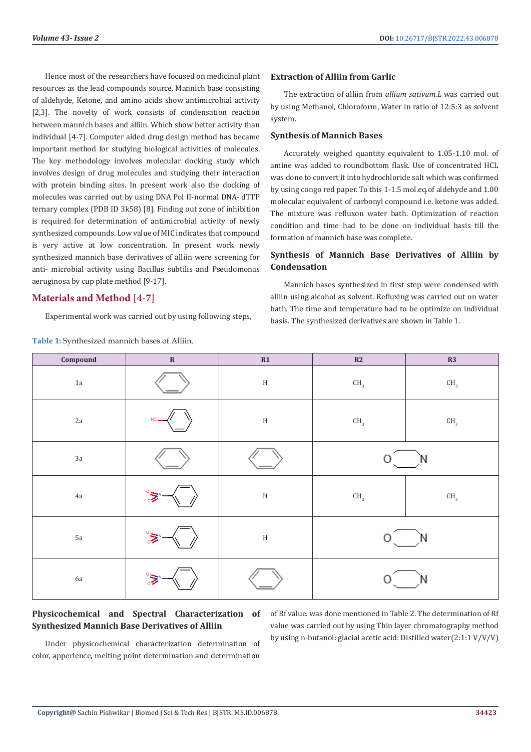Hence most of the researchers have focused on medicinal plant resources as the lead compounds source. Mannich base consisting of aldehyde, Ketone, and amino acids show antimicrobial activity [2,3]. The novelty of work consists of condensation reaction between mannich bases and alliin. Which show better activity than individual [4-7]. Computer aided drug design method has became important method for studying biological activities of molecules. The key methodology involves molecular docking study which involves design of drug molecules and studying their interaction with protein binding sites. In present work also the docking of molecules was carried out by using DNA Pol II-normal DNA- dTTP ternary complex (PDB ID 3k58) [8]. Finding out zone of inhibition is required for determination of antimicrobial activity of newly synthesized compounds. Low value of MIC indicates that compound is very active at low concentration. In present work newly synthesized mannich base derivatives of alliin were screening for anti- microbial activity using Bacillus subtilis and Pseudomonas aeruginosa by cup plate method [9-17].

## Materials and Method [4-7]

Experimental work was carried out by using following steps,

### Extraction of Alliin from Garlic

The extraction of alliin from *allium sativum.L* was carried out by using Methanol, Chloroform, Water in ratio of 12:5:3 as solvent system.

### Synthesis of Mannich Bases

Accurately weighed quantity equivalent to 1.05-1.10 mol. of amine was added to roundbottom flask. Use of concentrated HCL was done to convert it into hydrochloride salt which was confirmed by using congo red paper. To this 1-1.5 mol.eq.of aldehyde and 1.00 molecular equivalent of carbonyl compound i.e. ketone was added. The mixture was refluxon water bath. Optimization of reaction condition and time had to be done on individual basis till the formation of mannich base was complete.

### Synthesis of Mannich Base Derivatives of Alliin by Condensation

Mannich bases synthesized in first step were condensed with alliin using alcohol as solvent. Refluxing was carried out on water bath. The time and temperature had to be optimize on individual basis. The synthesized derivatives are shown in Table 1.

**Table 1:** Synthesized mannich bases of Alliin.

| Compound | R | R1 | R2 | R3 |
|---|---|---|---|---|
| 1a | Phenyl | H | $CH_3$ | $CH_3$ |
| 2a | HO–Phenyl | H | $CH_3$ | $CH_3$ |
| 3a | Phenyl | Phenyl | Morpholine (O, N) | |
| 4a | $O_2N$–Phenyl | H | $CH_3$ | $CH_3$ |
| 5a | $O_2N$–Phenyl | H | Morpholine (O, N) | |
| 6a | $O_2N$–Phenyl | Phenyl | Morpholine (O, N) | |

### Physicochemical and Spectral Characterization of Synthesized Mannich Base Derivatives of Alliin

Under physicochemical characterization determination of color, apperience, melting point determination and determination of Rf value. was done mentioned in Table 2. The determination of Rf value was carried out by using Thin layer chromatography method by using n-butanol: glacial acetic acid: Distilled water(2:1:1 V/V/V)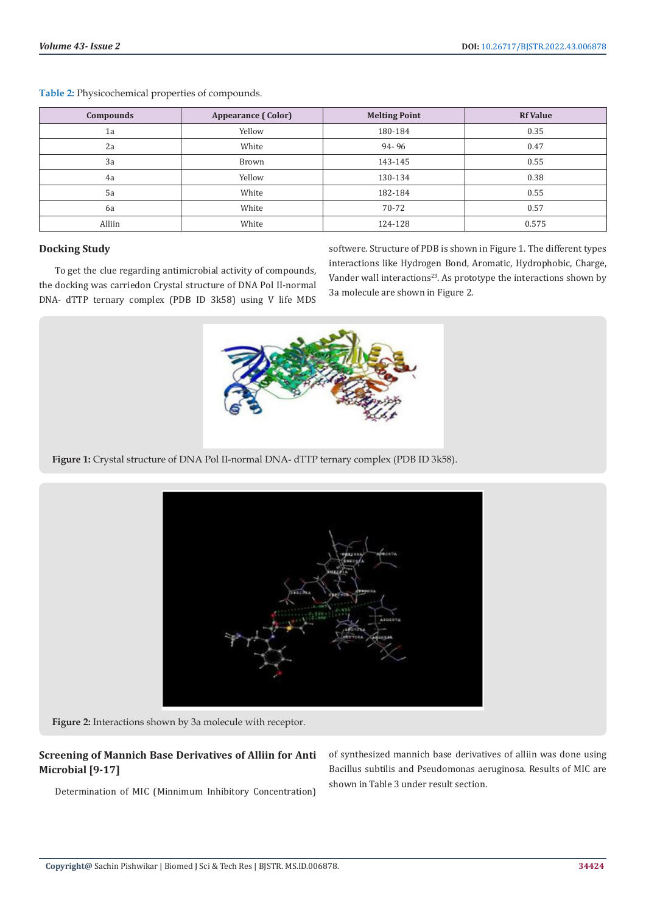Table 2: Physicochemical properties of compounds.

| Compounds | Appearance ( Color) | Melting Point | Rf Value |
|---|---|---|---|
| 1a | Yellow | 180-184 | 0.35 |
| 2a | White | 94- 96 | 0.47 |
| 3a | Brown | 143-145 | 0.55 |
| 4a | Yellow | 130-134 | 0.38 |
| 5a | White | 182-184 | 0.55 |
| 6a | White | 70-72 | 0.57 |
| Alliin | White | 124-128 | 0.575 |

## Docking Study

To get the clue regarding antimicrobial activity of compounds, the docking was carriedon Crystal structure of DNA Pol II-normal DNA- dTTP ternary complex (PDB ID 3k58) using V life MDS softwere. Structure of PDB is shown in Figure 1. The different types interactions like Hydrogen Bond, Aromatic, Hydrophobic, Charge, Vander wall interactions[23]. As prototype the interactions shown by 3a molecule are shown in Figure 2.

**Figure 1:** Crystal structure of DNA Pol II-normal DNA- dTTP ternary complex (PDB ID 3k58).

**Figure 2:** Interactions shown by 3a molecule with receptor.

## Screening of Mannich Base Derivatives of Alliin for Anti Microbial [9-17]

Determination of MIC (Minnimum Inhibitory Concentration) of synthesized mannich base derivatives of alliin was done using Bacillus subtilis and Pseudomonas aeruginosa. Results of MIC are shown in Table 3 under result section.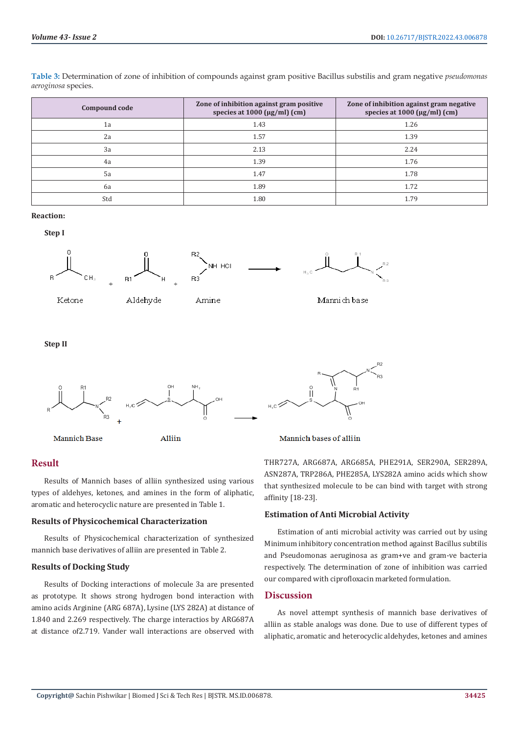**Table 3:** Determination of zone of inhibition of compounds against gram positive Bacillus substilis and gram negative *pseudomonas aeroginosa* species.

| Compound code | Zone of inhibition against gram positive species at 1000 (µg/ml) (cm) | Zone of inhibition against gram negative species at 1000 (µg/ml) (cm) |
|---|---|---|
| 1a | 1.43 | 1.26 |
| 2a | 1.57 | 1.39 |
| 3a | 2.13 | 2.24 |
| 4a | 1.39 | 1.76 |
| 5a | 1.47 | 1.78 |
| 6a | 1.89 | 1.72 |
| Std | 1.80 | 1.79 |

**Reaction:**

**Step I**

Ketone + Aldehyde + Amine → Mannich base

**Step II**

Mannich Base + Alliin → Mannich bases of alliin

## Result

Results of Mannich bases of alliin synthesized using various types of aldehyes, ketones, and amines in the form of aliphatic, aromatic and heterocyclic nature are presented in Table 1.

### Results of Physicochemical Characterization

Results of Physicochemical characterization of synthesized mannich base derivatives of alliin are presented in Table 2.

### Results of Docking Study

Results of Docking interactions of molecule 3a are presented as prototype. It shows strong hydrogen bond interaction with amino acids Arginine (ARG 687A), Lysine (LYS 282A) at distance of 1.840 and 2.269 respectively. The charge interactios by ARG687A at distance of2.719. Vander wall interactions are observed with THR727A, ARG687A, ARG685A, PHE291A, SER290A, SER289A, ASN287A, TRP286A, PHE285A, LYS282A amino acids which show that synthesized molecule to be can bind with target with strong affinity [18-23].

### Estimation of Anti Microbial Activity

Estimation of anti microbial activity was carried out by using Minimum inhibitory concentration method against Bacillus subtilis and Pseudomonas aeruginosa as gram+ve and gram-ve bacteria respectively. The determination of zone of inhibition was carried our compared with ciprofloxacin marketed formulation.

## Discussion

As novel attempt synthesis of mannich base derivatives of alliin as stable analogs was done. Due to use of different types of aliphatic, aromatic and heterocyclic aldehydes, ketones and amines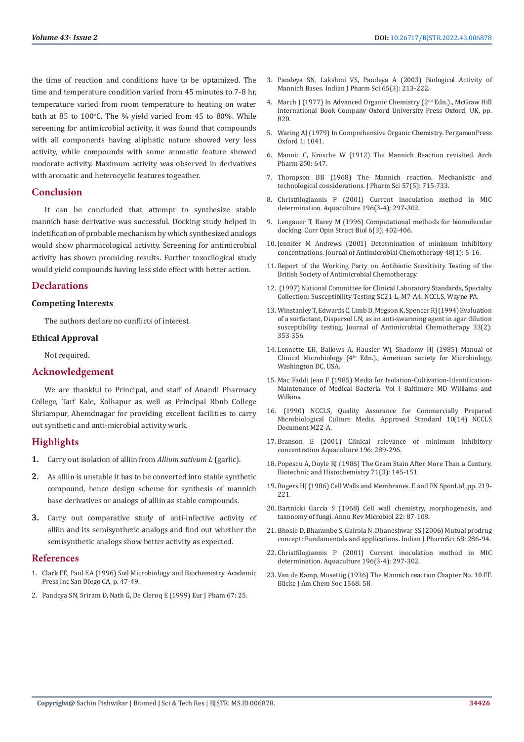the time of reaction and conditions have to be optamized. The time and temperature condition varied from 45 minutes to 7-8 hr, temperature varied from room temperature to heating on water bath at 85 to 100°C. The % yield varied from 45 to 80%. While sereening for antimicrobial activity, it was found that compounds with all components having aliphatic nature showed very less activity, while compounds with some aromatic feature showed moderate activity. Maximum activity was observed in derivatives with aromatic and heterocyclic features togeather.

## Conclusion

It can be concluded that attempt to synthesize stable mannich base derivative was successful. Docking study helped in indetification of probable mechanism by which synthesized analogs would show pharmacological activity. Screening for antimicrobial activity has shown promicing results. Further toxocilogical study would yield compounds having less side effect with better action.

## Declarations

### Competing Interests

The authors declare no conflicts of interest.

### Ethical Approval

Not required.

## Acknowledgement

We are thankful to Principal, and staff of Anandi Pharmacy College, Tarf Kale, Kolhapur as well as Principal Rbnb College Shriampur, Ahemdnagar for providing excellent facilities to carry out synthetic and anti-microbial activity work.

## Highlights

1. Carry out isolation of alliin from *Allium sativum L* (garlic).
2. As alliin is unstable it has to be converted into stable synthetic compound, hence design scheme for synthesis of mannich base derivatives or analogs of alliin as stable compounds.
3. Carry out comparative study of anti-infective activity of alliin and its semisynthetic analogs and find out whether the semisynthetic analogs show better activity as expected.

## References

1. Clark FE, Paul EA (1996) Soil Microbiology and Biochemistry. Academic Press Inc San Diego CA, p. 47-49.
2. Pandeya SN, Sriram D, Nath G, De Cleroq E (1999) Eur J Pham 67: 25.
3. Pandeya SN, Lakshmi VS, Pandeya A (2003) Biological Activity of Mannich Bases. Indian J Pharm Sci 65(3): 213-222.
4. March J (1977) In Advanced Organic Chemistry (2nd Edn.)., McGraw Hill International Book Company Oxford University Press Oxford, UK, pp. 820.
5. Waring AJ (1979) In Comprehensive Organic Chemistry. PergamonPress Oxford 1: 1041.
6. Mannic C, Krosche W (1912) The Mannich Reaction revisited. Arch Pharm 250: 647.
7. Thompson BB (1968) The Mannich reaction. Mechanistic and technological considerations. J Pharm Sci 57(5): 715-733.
8. Christfilogiannis P (2001) Current inoculation method in MIC determination. Aquaculture 196(3-4): 297-302.
9. Lengauer T, Rarey M (1996) Computational methods for biomolecular docking. Curr Opin Struct Biol 6(3): 402-406.
10. Jennifer M Andrews (2001) Determination of minimum inhibitory concentrations. Journal of Antimicrobial Chemotherapy 48(1): 5-16.
11. Report of the Working Party on Antibiotic Sensitivity Testing of the British Society of Antimicrobial Chemotherapy.
12. (1997) National Committee for Clinical Laboratory Standards, Specialty Collection: Susceptibility Testing SC21-L. M7-A4. NCCLS, Wayne PA.
13. Winstanley T, Edwards C, Limb D, Megson K, Spencer RJ (1994) Evaluation of a surfactant, Dispersol LN, as an anti-swarming agent in agar dilution susceptibility testing. Journal of Antimicrobial Chemotherapy 33(2): 353-356.
14. Lennette EH, Ballows A, Hausler WJ, Shadomy HJ (1985) Manual of Clinical Microbiology (4th Edn.)., American society for Microbiology, Washington DC, USA.
15. Mac Faddi Jean F (1985) Media for Isolation-Cultivation-Identification-Maintenance of Medical Bacteria. Vol I Baltimore MD Williams and Wilkins.
16. (1990) NCCLS, Quality Assurance for Commercially Prepared Microbiological Culture Media. Approved Standard 10(14) NCCLS Document M22-A.
17. Branson E (2001) Clinical relevance of minimum inhibitory concentration Aquaculture 196: 289-296.
18. Popescu A, Doyle RJ (1986) The Gram Stain After More Than a Century. Biotechnic and Histochemistry 71(3): 145-151.
19. Rogers HJ (1986) Cell Walls and Membranes. E and FN SponLtd, pp. 219-221.
20. Bartnicki García S (1968) Cell wall chemistry, morphogenesis, and taxonomy of fungi. Annu Rev Microbiol 22: 87-108.
21. Bhosle D, Bharambe S, Gairola N, Dhaneshwar SS (2006) Mutual prodrug concept: Fundamentals and applications. Indian J PharmSci 68: 286-94.
22. Christfilogiannis P (2001) Current inoculation method in MIC determination. Aquaculture 196(3-4): 297-302.
23. Van de Kamp, Mosettig (1936) The Mannich reaction Chapter No. 10 FF. Blicke J Am Chem Soc 1568: 58.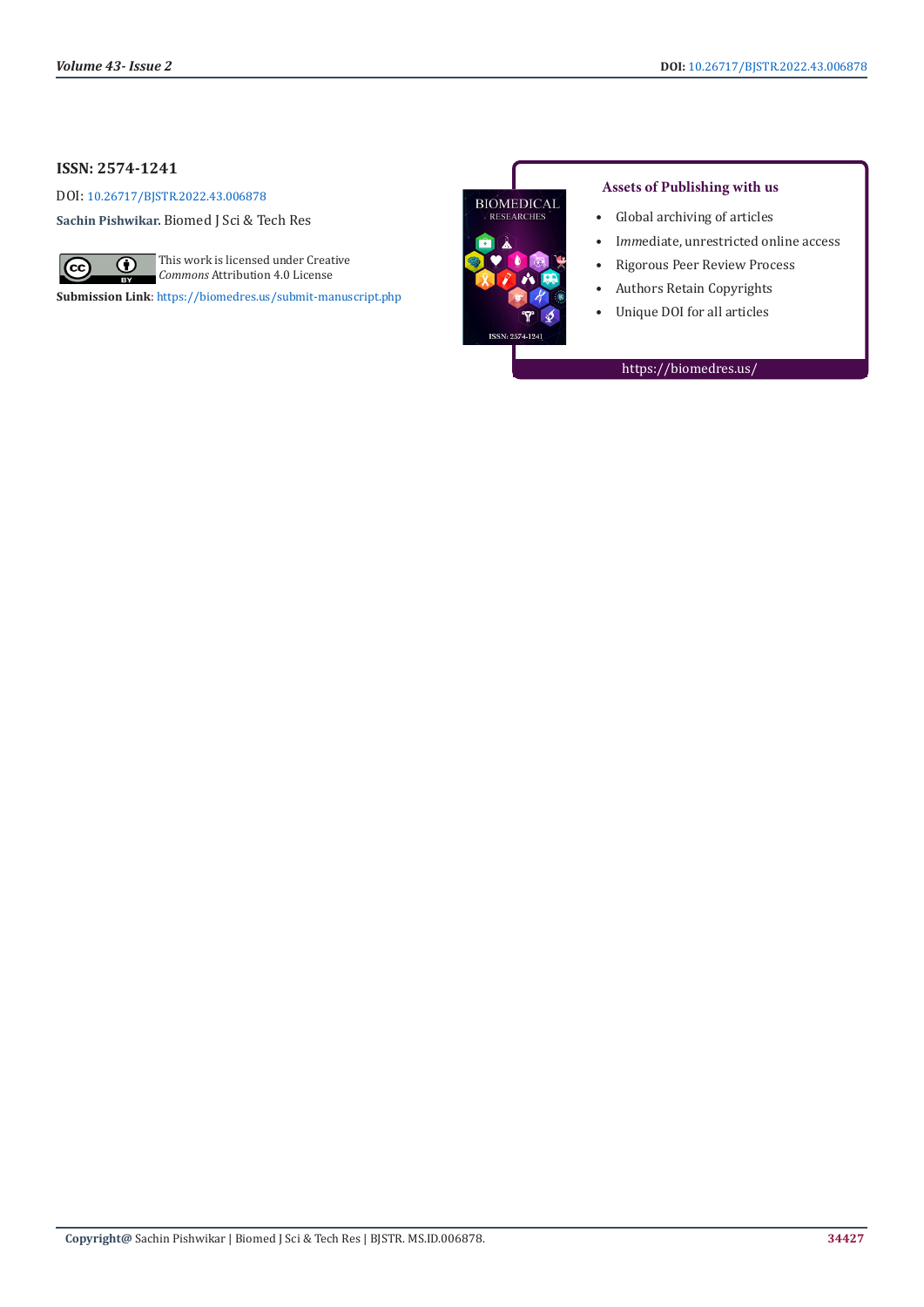**ISSN: 2574-1241**

DOI: 10.26717/BJSTR.2022.43.006878

**Sachin Pishwikar**. Biomed J Sci & Tech Res

This work is licensed under Creative *Commons* Attribution 4.0 License

**Submission Link**: https://biomedres.us/submit-manuscript.php

**Assets of Publishing with us**

- Global archiving of articles
- Immediate, unrestricted online access
- Rigorous Peer Review Process
- Authors Retain Copyrights
- Unique DOI for all articles

https://biomedres.us/